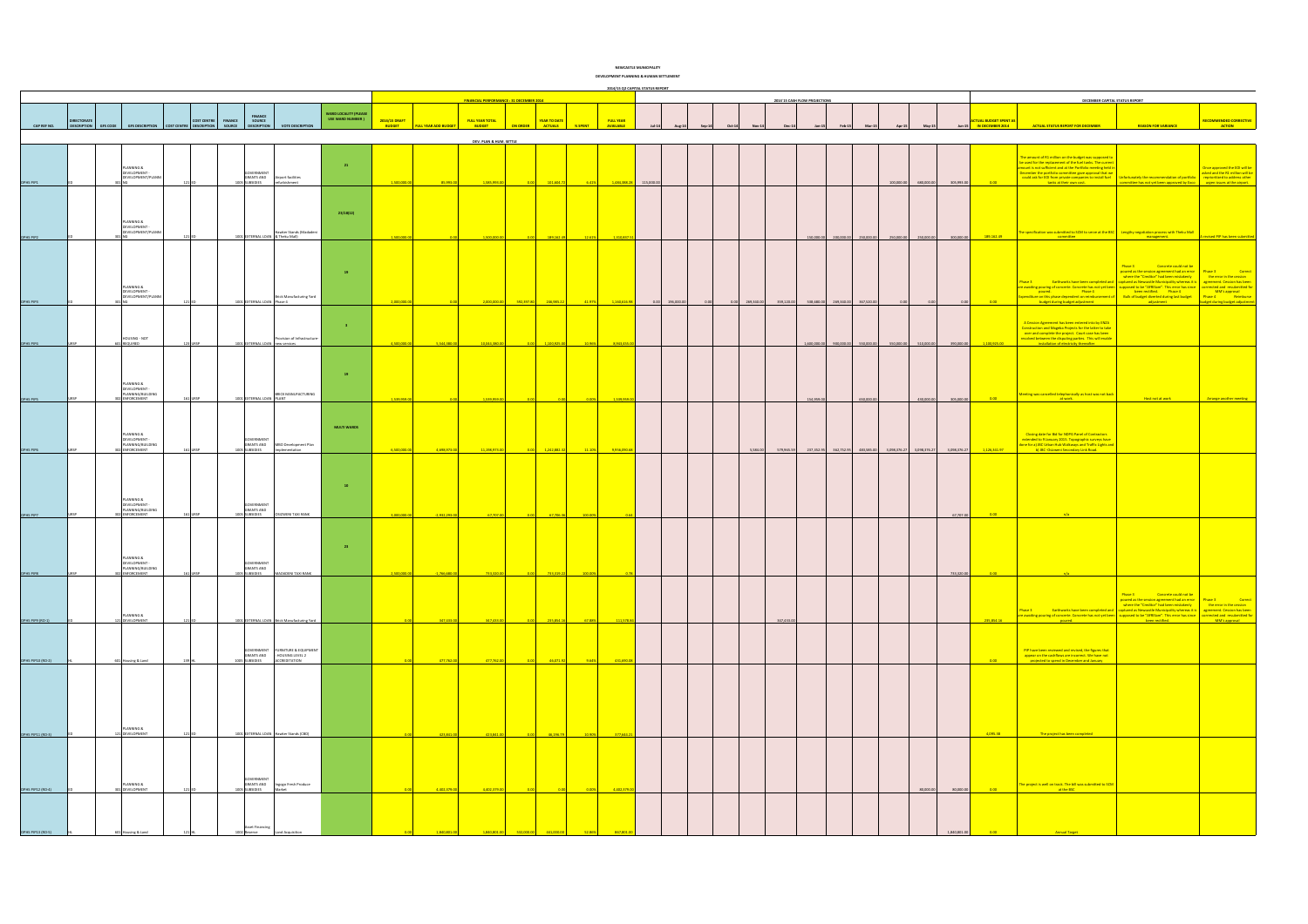# NEWCASTLE MUNICIPALITY

## DEVELOPMENT PLANNING & HUMAN SETTLEMENT

### 2014/15 Q2 CAPITAL STATUS REPORT

| CAP REF NO. | DIRECTORATE DESCRIPTION | EPS CODE | EPS DESCRIPTION | COST CENTRE | COST CENTRE DESCRIPTION | FINANCE SOURCE | FINANCE SOURCE DESCRIPTION | VOTE DESCRIPTION | WARD LOCALITY (PLEASE USE WARD NUMBER ) | FINANCIAL PERFORMANCE - 31 DECEMBER 2014 | | | | | | | 2014/15 CASH FLOW PROJECTIONS | | | | | | | | | | | | DECEMBER CAPITAL STATUS REPORT | | | |
|---|---|---|---|---|---|---|---|---|---|---|---|---|---|---|---|---|---|---|---|---|---|---|---|---|---|---|---|---|---|---|---|---|
| | | | | | | | | | | 2014/15 DRAFT BUDGET | FULL YEAR ADJ BUDGET | FULL YEAR TOTAL BUDGET | ON ORDER | YEAR TO DATE ACTUALS | % SPENT | FULL YEAR AVAILABLE | Jul-14 | Aug-14 | Sep-14 | Oct-14 | Nov-14 | Dec-14 | Jan-15 | Feb-15 | Mar-15 | Apr-15 | May-15 | Jun-15 | ACTUAL BUDGET SPENT AS IN DECEMBER 2014 | ACTUAL STATUS REPORT FOR DECEMBER | REASON FOR VARIANCE | RECOMMENDED CORRECTIVE ACTION |
| DEV. PLAN & HUM. SETTLE | | | | | | | | | | | | | | | | | | | | | | | | | | | | | | | | |
| DPHS PIP1 | ED | 301 | PLANNING & DEVELOPMENT - DEVELOPMENT/PLANNING | 121 | ED | 1009 | GOVERNMENT GRANTS AND SUBSIDIES | Airport facilities refurbishment | 21 | 1,500,000.00 | 85,991.00 | 1,585,991.00 | 0.00 | 101,604.72 | 6.41% | 1,484,386.28 | 115,000.00 | | | | | | | | | 100,000.00 | 680,000.00 | 305,991.00 | 0.00 | The amount of R1 million on the budget was supposed to be used for the replacement of the fuel tanks. The current amount is not sufficient and at the Portfolio meeting held in December the portfolio committee gave approval that we could ask for EOI from private companies to install fuel tanks at their own cost. | Unfortunately the recommendation of portfolio committee has not yet been approved by Exco | Once approved the EOI will be asked and the R1 million will be reprioritised to address other urgent issues at the airport. |
| DPHS PIP2 | ED | 301 | PLANNING & DEVELOPMENT - DEVELOPMENT/PLANNING | 121 | ED | 1001 | EXTERNAL LOAN | Hawker Stands (Madadeni & Theku Mall) | 23/18(22) | 1,500,000.00 | 0.00 | 1,500,000.00 | 0.00 | 189,362.49 | 12.62% | 1,310,637.51 | | | | | | | 150,000.00 | 200,000.00 | 250,000.00 | 250,000.00 | 250,000.00 | 300,000.00 | 189,362.49 | The specification was submitted to SCM to serve at the BSC committee | Lengthy negotiation process with Theku Mall management | A revised PIP has been submitted |
| DPHS PIP3 | ED | 301 | PLANNING & DEVELOPMENT - DEVELOPMENT/PLANNING | 121 | ED | 1001 | EXTERNAL LOAN | Brick Manufacturing Yard Phase 2 | 18 | 2,000,000.00 | 0.00 | 2,000,000.00 | 592,397.80 | 236,985.22 | 11.97% | 1,160,616.98 | 0.00 | 296,000.00 | 0.00 | 0.00 | 289,560.00 | 399,120.00 | 598,680.00 | 289,560.00 | 367,520.00 | 0.00 | 0.00 | 0.00 | 0.00 | Phase 3 Earthworks have been completed and are awaiting pouring of concrete. Concrete has not yet been poured. Phase 4 Expenditure on this phase dependent on reimbursement of budget during budget adjustment | Phase 3 Concrete could not be poured as the cession agreement had an error where the "Creditor" had been mistakenly captured as Newcastle Municipality whereas it is supposed to be "VRRSbar". This error has since been rectified. Phase 4 Bulk of budget diverted during last budget adjustment | Phase 3 Correct the error in the cession agreement. Cession has been corrected and resubmitted for MM's approval Phase 4 Reimburse budget during budget adjustment |
| DPHS PIP4 | LRSP | 601 | HOUSING - NOT REQUIRED | 121 | LRSP | 1001 | EXTERNAL LOAN | Provision of Infrastructure - new services | 3 | 4,500,000.00 | 5,541,380.00 | 10,041,380.00 | 0.00 | 1,100,925.00 | 10.96% | 8,940,455.00 | | | | | | | 1,600,000.00 | 990,000.00 | 550,000.00 | 350,000.00 | 350,000.00 | 390,000.00 | 1,100,925.00 | A Cession Agreement has been entered into by ENZA Construction and Magetsa Projects for the latter to take over and complete the project. Court case has been resolved between the disputing parties. This will enable installation of electricity thereafter | | |
| DPHS PIP5 | LRSP | 302 | PLANNING & DEVELOPMENT - PLANNING/BUILDING ENFORCEMENT | 161 | LRSP | 1001 | EXTERNAL LOAN | BRICK MANUFACTURING PLANT | 19 | 1,539,959.00 | 0.00 | 1,539,959.00 | 0.00 | 0.00 | 0.00% | 1,539,959.00 | | | | | | | 154,959.00 | | 650,000.00 | | 430,000.00 | 305,000.00 | 0.00 | Meeting was cancelled telephonically as host was not back at work | Host not at work | Arrange another meeting |
| DPHS PIP6 | LRSP | 302 | PLANNING & DEVELOPMENT - PLANNING/BUILDING ENFORCEMENT | 161 | LRSP | 1009 | GOVERNMENT GRANTS AND SUBSIDIES | MRD Development Plan Implementation | MULTI WARDS | 6,500,000.00 | 4,899,973.00 | 11,399,973.00 | 0.00 | 1,242,882.32 | 10.90% | 10,157,090.68 | | | | | 5,583.00 | 579,945.59 | 237,352.95 | 342,752.95 | 485,565.00 | 3,098,376.27 | 3,098,376.27 | 3,098,376.27 | 1,126,345.97 | Closing date for Bid for MDPG Panel of Contractors extended to 9 January 2015. Topographic surveys have done for a LBIC Urban Hub Walkways and Traffic Lights and BJ-BIC Osizweni Secondary Link Road. | | |
| DPHS PIP7 | LRSP | 302 | PLANNING & DEVELOPMENT - PLANNING/BUILDING ENFORCEMENT | 161 | LRSP | 1009 | GOVERNMENT GRANTS AND SUBSIDIES | OSIZWENI TAXI RANK | 10 | 2,000,000.00 | -1,932,293.00 | 67,707.00 | 0.00 | 67,706.36 | 100.00% | 0.64 | | | | | | | | | | | | 67,707.00 | 0.00 | n/a | | |
| DPHS PIP8 | LRSP | 302 | PLANNING & DEVELOPMENT - PLANNING/BUILDING ENFORCEMENT | 161 | LRSP | 1009 | GOVERNMENT GRANTS AND SUBSIDIES | MADADENI TAXI RANK | 24 | 2,500,000.00 | -1,766,680.00 | 733,320.00 | 0.00 | 733,319.22 | 100.00% | 0.78 | | | | | | | | | | | | 733,320.00 | 0.00 | n/a | | |
| DPHS PIP9 (RO-1) | ED | 121 | PLANNING & DEVELOPMENT | 121 | ED | 1001 | EXTERNAL LOAN | Brick Manufacturing Yard | | 0.00 | 347,433.00 | 347,433.00 | 0.00 | 235,854.10 | 67.88% | 111,578.90 | | | | | | 347,433.00 | | | | | | | 235,854.10 | Phase 3 Earthworks have been completed and are awaiting pouring of concrete. Concrete has not yet been poured. | Phase 3 Concrete could not be poured as the cession agreement had an error where the "Creditor" had been mistakenly captured as Newcastle Municipality whereas it is supposed to be "VRRSbar". This error has since been rectified. | Phase 3 Correct the error in the cession agreement. Cession has been corrected and resubmitted for MM's approval |
| DPHS PIP10 (RO-2) | HL | 601 | Housing & Land | 139 | HL | 1009 | GOVERNMENT GRANTS AND SUBSIDIES | FURNITURE & EQUIPMENT - HOUSING LEVEL 2 ACCREDITATION | | 0.00 | 477,762.00 | 477,762.00 | 0.00 | 46,071.92 | 9.64% | 431,690.08 | | | | | | | | | | | | | 0.00 | PIP have been reviewed and revised, the figures that appear on the cashflows are incorrect. We have not projected to spend in December and January | | |
| DPHS PIP11 (RO-3) | ED | 121 | PLANNING & DEVELOPMENT | 121 | ED | 1001 | EXTERNAL LOAN | Hawker Stands (CBD) | | 0.00 | 423,841.00 | 423,841.00 | 0.00 | 46,196.79 | 10.90% | 377,644.21 | | | | | | | | | | | | | 4,095.38 | The project has been completed | | |
| DPHS PIP12 (RO-4) | ED | 301 | PLANNING & DEVELOPMENT | 121 | ED | 1009 | GOVERNMENT GRANTS AND SUBSIDIES | Ingogo Fresh Produce Market | | 0.00 | 4,402,379.00 | 4,402,379.00 | 0.00 | 0.00 | 0.00% | 4,402,379.00 | | | | | | | | | | | 80,000.00 | 80,000.00 | 0.00 | The project is well on track. The bill was submitted to SCM at the BSC | | |
| DPHS PIP13 (RO-5) | HL | 601 | Housing & Land | 121 | HL | 1002 | Asset Financing Reserve | Land Acquisition | | 0.00 | 1,840,801.00 | 1,840,801.00 | 532,000.00 | 461,000.00 | 25.04% | 847,801.00 | | | | | | | | | | | | 1,840,801.00 | 0.00 | Annual Target | | |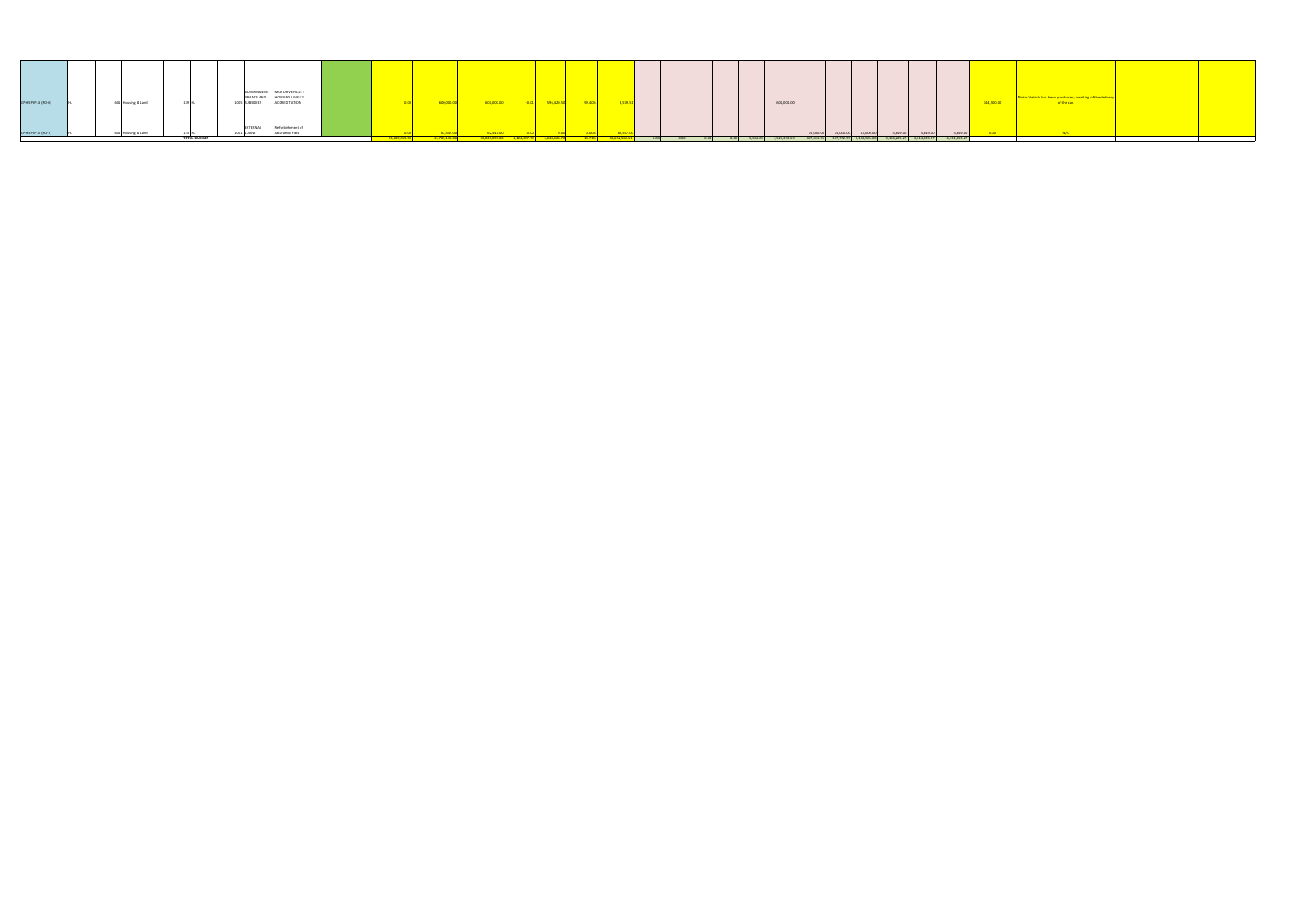| | | | | | | | | | | | | | | | | | | | | | | | | | | | | | | | | | |
|---|---|---|---|---|---|---|---|---|---|---|---|---|---|---|---|---|---|---|---|---|---|---|---|---|---|---|---|---|---|---|---|---|---|
| DPHS PIP16 (RD4) | HL | 601 | Housing & Land | 129 | HL | 3335 | GOVERNMENT GRANTS AND SUBSIDIES | MOTOR VEHICLE - HOUSING LEVEL 2 ACCREDITATION | | 0.00 | 600,000.00 | 600,000.00 | 0.00 | 596,420.46 | 99.40% | 3,579.54 | | | | | | 600,000.00 | | | | | | | 144,300.00 | Motor Vehicle has been purchased, awaiting of the delivery of the car. | | |
| DPHS PIP16 (RD7) | HL | 601 | Housing & Land | 123 | HL | 3001 | EXTERNAL LOANS | Refurbishment of Jacaranda Flats | | 0.00 | 62,547.00 | 62,547.00 | 0.00 | 0.00 | 0.00% | 62,547.00 | | | | | | | 15,000.00 | 15,000.00 | 15,000.00 | 5,849.00 | 5,849.00 | 5,849.00 | 0.00 | N/A | | |
| | | | | TOTAL BUDGET | | | | | | 21,039,900.00 | 31,780,136.00 | 36,845,895.00 | 1,124,397.79 | 5,028,126.70 | 13.73% | 30,652,566.11 | 0.00 | 0.00 | 0.00 | 0.00 | 5,596.00 | 1,517,398.57 | 487,311.95 | 377,752.95 | 1,148,585.00 | 5,316,235.27 | 3,614,235.27 | 5,131,803.27 | | | | |